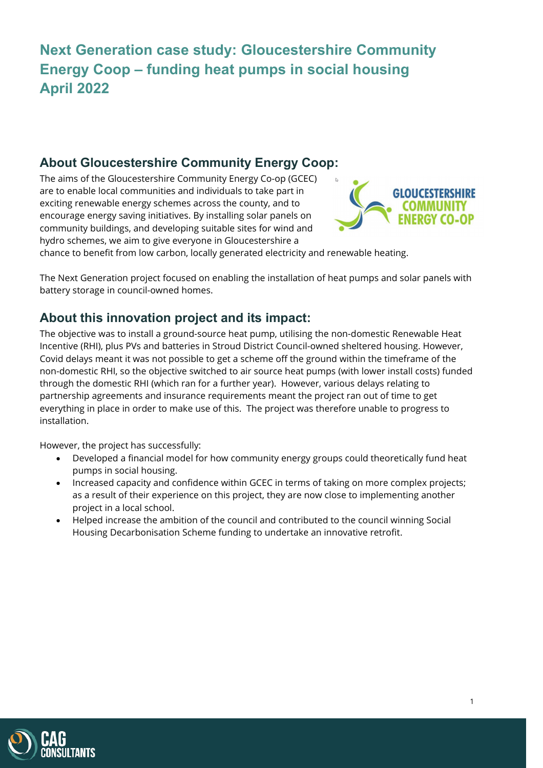# Next Generation case study: Gloucestershire Community Energy Coop – funding heat pumps in social housing April 2022

## About Gloucestershire Community Energy Coop:

The aims of the Gloucestershire Community Energy Co-op (GCEC) are to enable local communities and individuals to take part in exciting renewable energy schemes across the county, and to encourage energy saving initiatives. By installing solar panels on community buildings, and developing suitable sites for wind and hydro schemes, we aim to give everyone in Gloucestershire a chance to benefit from low carbon, locally generated electricity and renewable heating.

The Next Generation project focused on enabling the installation of heat pumps and solar panels with battery storage in council-owned homes.

## About this innovation project and its impact:

The objective was to install a ground-source heat pump, utilising the non-domestic Renewable Heat Incentive (RHI), plus PVs and batteries in Stroud District Council-owned sheltered housing. However, Covid delays meant it was not possible to get a scheme off the ground within the timeframe of the non-domestic RHI, so the objective switched to air source heat pumps (with lower install costs) funded through the domestic RHI (which ran for a further year). However, various delays relating to partnership agreements and insurance requirements meant the project ran out of time to get everything in place in order to make use of this. The project was therefore unable to progress to installation.

However, the project has successfully:

- Developed a financial model for how community energy groups could theoretically fund heat pumps in social housing.
- Increased capacity and confidence within GCEC in terms of taking on more complex projects; as a result of their experience on this project, they are now close to implementing another project in a local school.
- Helped increase the ambition of the council and contributed to the council winning Social Housing Decarbonisation Scheme funding to undertake an innovative retrofit.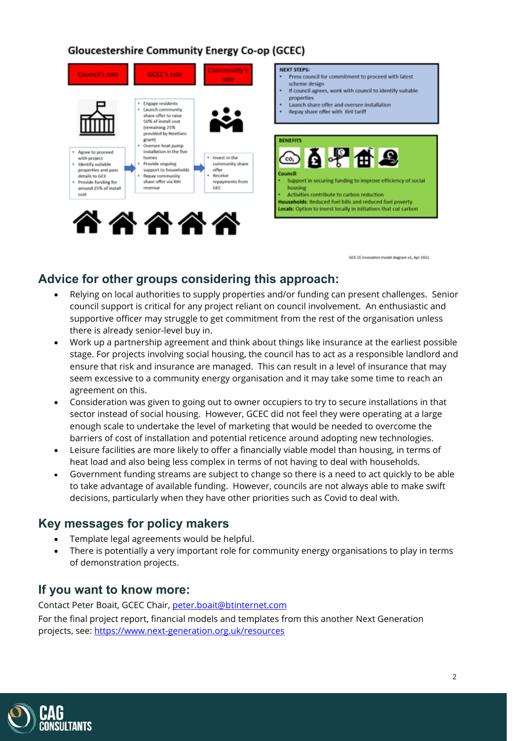### Gloucestershire Community Energy Co-op (GCEC)

**Council's role**

- Agree to proceed with project
- Identify suitable properties and pass details to GCE
- Provide funding for around 25% of install cost

**GCEC's role**

- Engage residents
- Launch community share offer to raise 50% of install cost (remaining 25% provided by NextGen grant)
- Oversee heat pump installation in the five homes
- Provide ongoing support to households
- Repay community share offer via RHI revenue

**Community's role**

- Invest in the community share offer
- Receive repayments from GEC

**NEXT STEPS:**

- Press council for commitment to proceed with latest scheme design
- If council agrees, work with council to identify suitable properties
- Launch share offer and oversee installation
- Repay share offer with RHI tariff

**BENEFITS**

**Council:**

- Support in securing funding to improve efficiency of social housing
- Activities contribute to carbon reduction

**Households:** Reduced fuel bills and reduced fuel poverty

**Locals:** Option to invest locally in initiatives that cut carbon

GCE CE innovation model diagram v2, Apr 2021

## Advice for other groups considering this approach:

- Relying on local authorities to supply properties and/or funding can present challenges. Senior council support is critical for any project reliant on council involvement. An enthusiastic and supportive officer may struggle to get commitment from the rest of the organisation unless there is already senior-level buy in.
- Work up a partnership agreement and think about things like insurance at the earliest possible stage. For projects involving social housing, the council has to act as a responsible landlord and ensure that risk and insurance are managed. This can result in a level of insurance that may seem excessive to a community energy organisation and it may take some time to reach an agreement on this.
- Consideration was given to going out to owner occupiers to try to secure installations in that sector instead of social housing. However, GCEC did not feel they were operating at a large enough scale to undertake the level of marketing that would be needed to overcome the barriers of cost of installation and potential reticence around adopting new technologies.
- Leisure facilities are more likely to offer a financially viable model than housing, in terms of heat load and also being less complex in terms of not having to deal with households.
- Government funding streams are subject to change so there is a need to act quickly to be able to take advantage of available funding. However, councils are not always able to make swift decisions, particularly when they have other priorities such as Covid to deal with.

## Key messages for policy makers

- Template legal agreements would be helpful.
- There is potentially a very important role for community energy organisations to play in terms of demonstration projects.

## If you want to know more:

Contact Peter Boait, GCEC Chair, [peter.boait@btinternet.com](mailto:peter.boait@btinternet.com)

For the final project report, financial models and templates from this another Next Generation projects, see: [https://www.next-generation.org.uk/resources](https://www.next-generation.org.uk/resources)

CAG CONSULTANTS